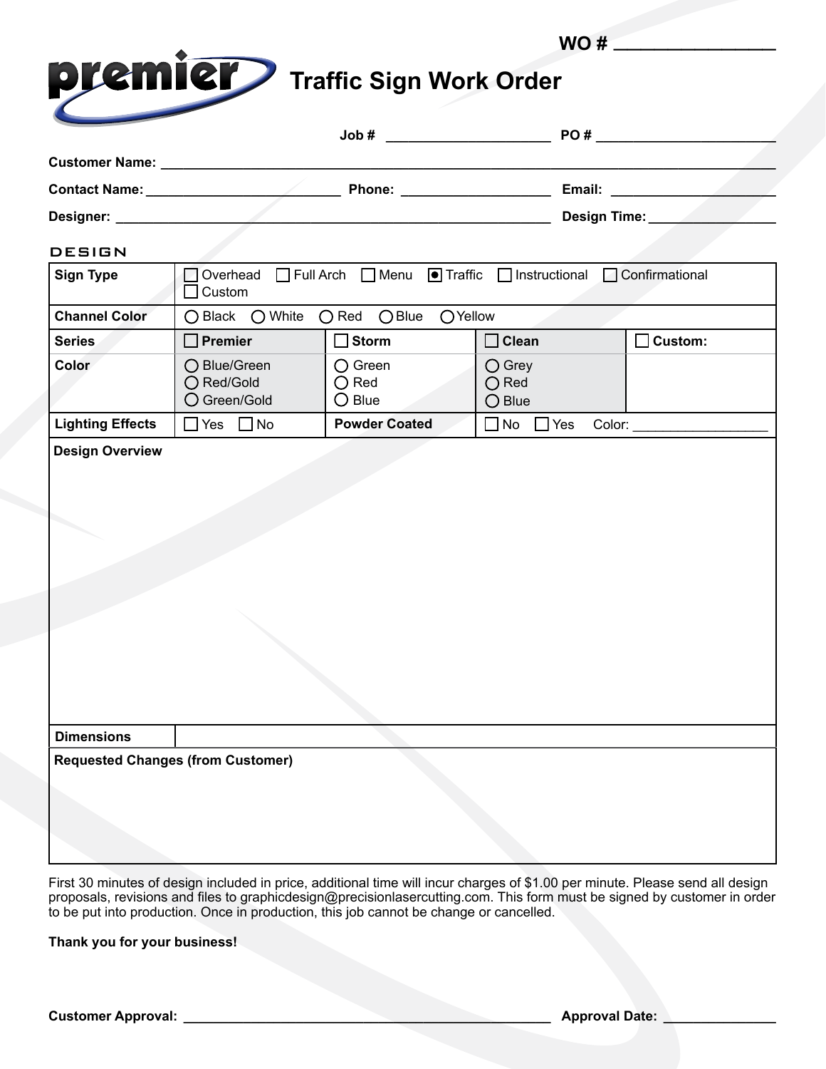WO # ________________

# Traffic Sign Work Order

**Job #** ____________________ **PO #** ______________________

**Customer Name:** ________________________________________________________________

**Contact Name:** ______________________ **Phone:** __________________ **Email:** ____________________

**Designer:** ____________________________________________________ **Design Time:** ________________

## DESIGN

| **Sign Type** | ☐ Overhead ☐ Full Arch ☐ Menu ◉ Traffic ☐ Instructional ☐ Confirmational ☐ Custom | | | |
|---|---|---|---|---|
| **Channel Color** | ○ Black ○ White ○ Red ○ Blue ○ Yellow | | | |
| **Series** | ☐ **Premier** | ☐ **Storm** | ☐ **Clean** | ☐ **Custom:** |
| **Color** | ○ Blue/Green ○ Red/Gold ○ Green/Gold | ○ Green ○ Red ○ Blue | ○ Grey ○ Red ○ Blue | |
| **Lighting Effects** | ☐ Yes ☐ No | **Powder Coated** | ☐ No ☐ Yes Color: ________________ | |
| **Design Overview** | | | | |
| **Dimensions** | | | | |
| **Requested Changes (from Customer)** | | | | |

First 30 minutes of design included in price, additional time will incur charges of $1.00 per minute. Please send all design proposals, revisions and files to graphicdesign@precisionlasercutting.com. This form must be signed by customer in order to be put into production. Once in production, this job cannot be change or cancelled.

**Thank you for your business!**

**Customer Approval:** ______________________________________________ **Approval Date:** ______________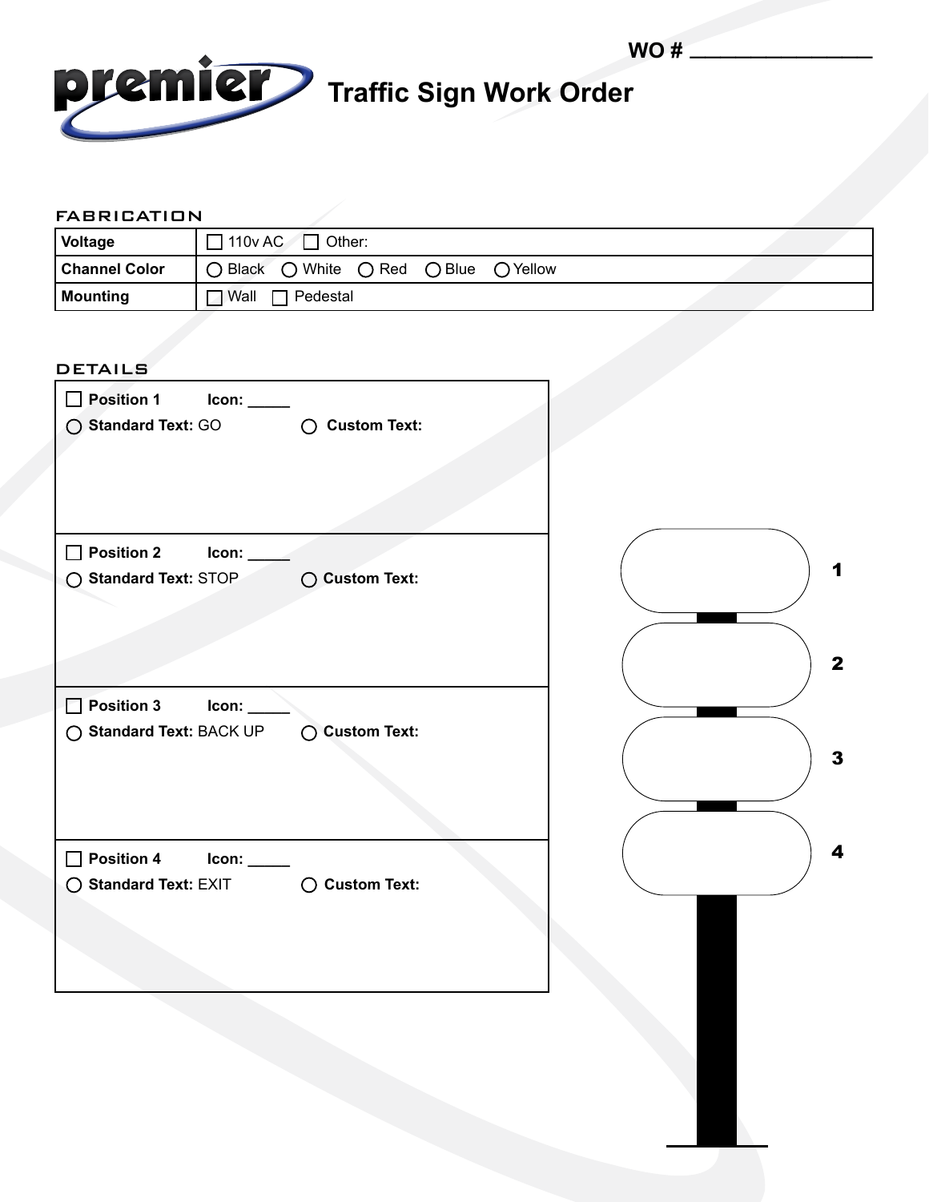WO # ________________

# Traffic Sign Work Order

## FABRICATION

| | |
|---|---|
| **Voltage** | ☐ 110v AC ☐ Other: |
| **Channel Color** | ○ Black ○ White ○ Red ○ Blue ○ Yellow |
| **Mounting** | ☐ Wall ☐ Pedestal |

## DETAILS

| |
|---|
| ☐ **Position 1** **Icon:** _____<br>○ **Standard Text:** GO ○ **Custom Text:** |
| ☐ **Position 2** **Icon:** _____<br>○ **Standard Text:** STOP ○ **Custom Text:** |
| ☐ **Position 3** **Icon:** _____<br>○ **Standard Text:** BACK UP ○ **Custom Text:** |
| ☐ **Position 4** **Icon:** _____<br>○ **Standard Text:** EXIT ○ **Custom Text:** |

1

2

3

4